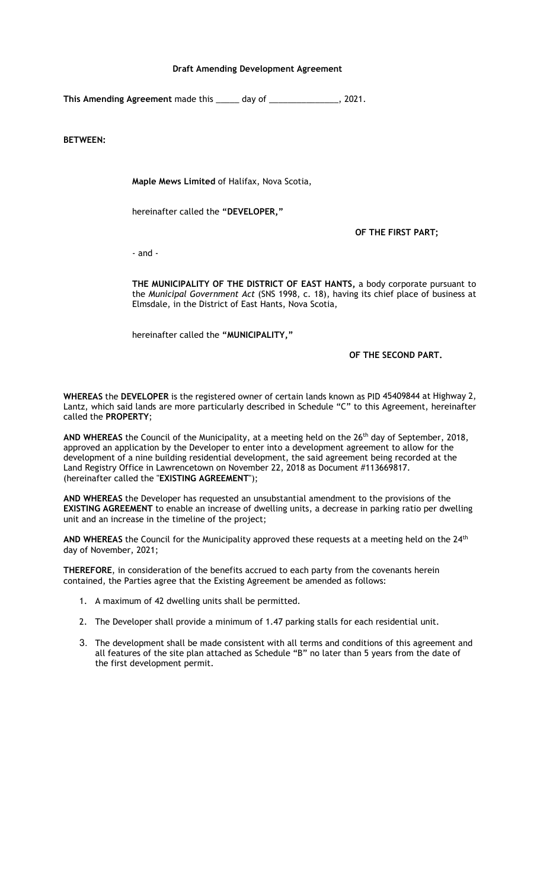**Draft Amending Development Agreement**

**This Amending Agreement** made this _____ day of _______________, 2021.

**BETWEEN:**

**Maple Mews Limited** of Halifax, Nova Scotia,

hereinafter called the **"DEVELOPER,"**

**OF THE FIRST PART;**

- and -

**THE MUNICIPALITY OF THE DISTRICT OF EAST HANTS,** a body corporate pursuant to the *Municipal Government Act* (SNS 1998, c. 18), having its chief place of business at Elmsdale, in the District of East Hants, Nova Scotia,

hereinafter called the **"MUNICIPALITY,"**

**OF THE SECOND PART.**

**WHEREAS** the **DEVELOPER** is the registered owner of certain lands known as PID 45409844 at Highway 2, Lantz, which said lands are more particularly described in Schedule "C" to this Agreement, hereinafter called the **PROPERTY**;

**AND WHEREAS** the Council of the Municipality, at a meeting held on the 26th day of September, 2018, approved an application by the Developer to enter into a development agreement to allow for the development of a nine building residential development, the said agreement being recorded at the Land Registry Office in Lawrencetown on November 22, 2018 as Document #113669817. (hereinafter called the "**EXISTING AGREEMENT**");

**AND WHEREAS** the Developer has requested an unsubstantial amendment to the provisions of the **EXISTING AGREEMENT** to enable an increase of dwelling units, a decrease in parking ratio per dwelling unit and an increase in the timeline of the project;

**AND WHEREAS** the Council for the Municipality approved these requests at a meeting held on the 24th day of November, 2021;

**THEREFORE**, in consideration of the benefits accrued to each party from the covenants herein contained, the Parties agree that the Existing Agreement be amended as follows:

1. A maximum of 42 dwelling units shall be permitted.
2. The Developer shall provide a minimum of 1.47 parking stalls for each residential unit.
3. The development shall be made consistent with all terms and conditions of this agreement and all features of the site plan attached as Schedule "B" no later than 5 years from the date of the first development permit.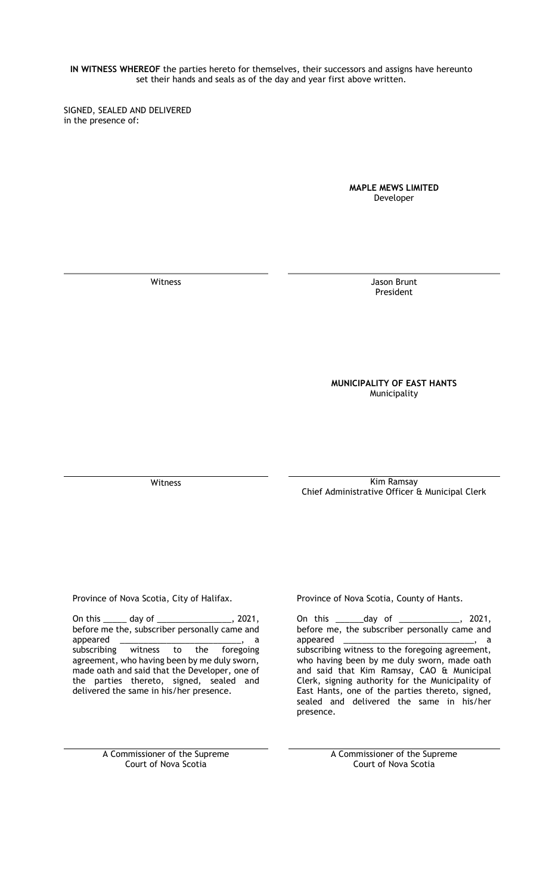**IN WITNESS WHEREOF** the parties hereto for themselves, their successors and assigns have hereunto set their hands and seals as of the day and year first above written.

SIGNED, SEALED AND DELIVERED
in the presence of:

**MAPLE MEWS LIMITED**
Developer

| ______________________________ | ______________________________ |
|---|---|
| Witness | Jason Brunt<br>President |

**MUNICIPALITY OF EAST HANTS**
Municipality

| ______________________________ | ______________________________ |
|---|---|
| Witness | Kim Ramsay<br>Chief Administrative Officer & Municipal Clerk |

Province of Nova Scotia, City of Halifax.

On this _____ day of ________________, 2021, before me the, subscriber personally came and appeared __________________________, a subscribing witness to the foregoing agreement, who having been by me duly sworn, made oath and said that the Developer, one of the parties thereto, signed, sealed and delivered the same in his/her presence.

______________________________
A Commissioner of the Supreme Court of Nova Scotia

Province of Nova Scotia, County of Hants.

On this ______day of _____________, 2021, before me, the subscriber personally came and appeared ____________________________, a subscribing witness to the foregoing agreement, who having been by me duly sworn, made oath and said that Kim Ramsay, CAO & Municipal Clerk, signing authority for the Municipality of East Hants, one of the parties thereto, signed, sealed and delivered the same in his/her presence.

______________________________
A Commissioner of the Supreme Court of Nova Scotia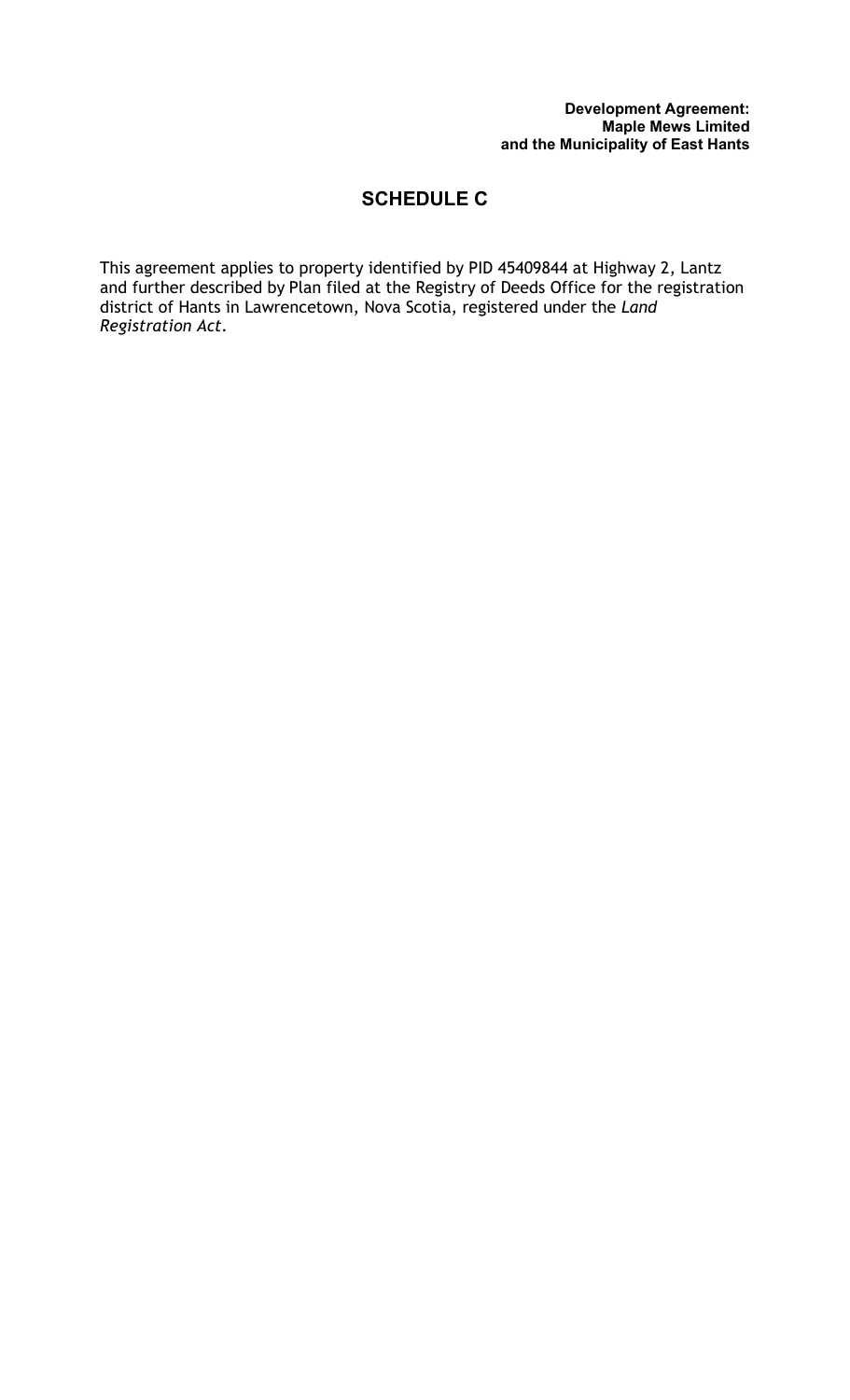## SCHEDULE C

This agreement applies to property identified by PID 45409844 at Highway 2, Lantz and further described by Plan filed at the Registry of Deeds Office for the registration district of Hants in Lawrencetown, Nova Scotia, registered under the *Land Registration Act*.